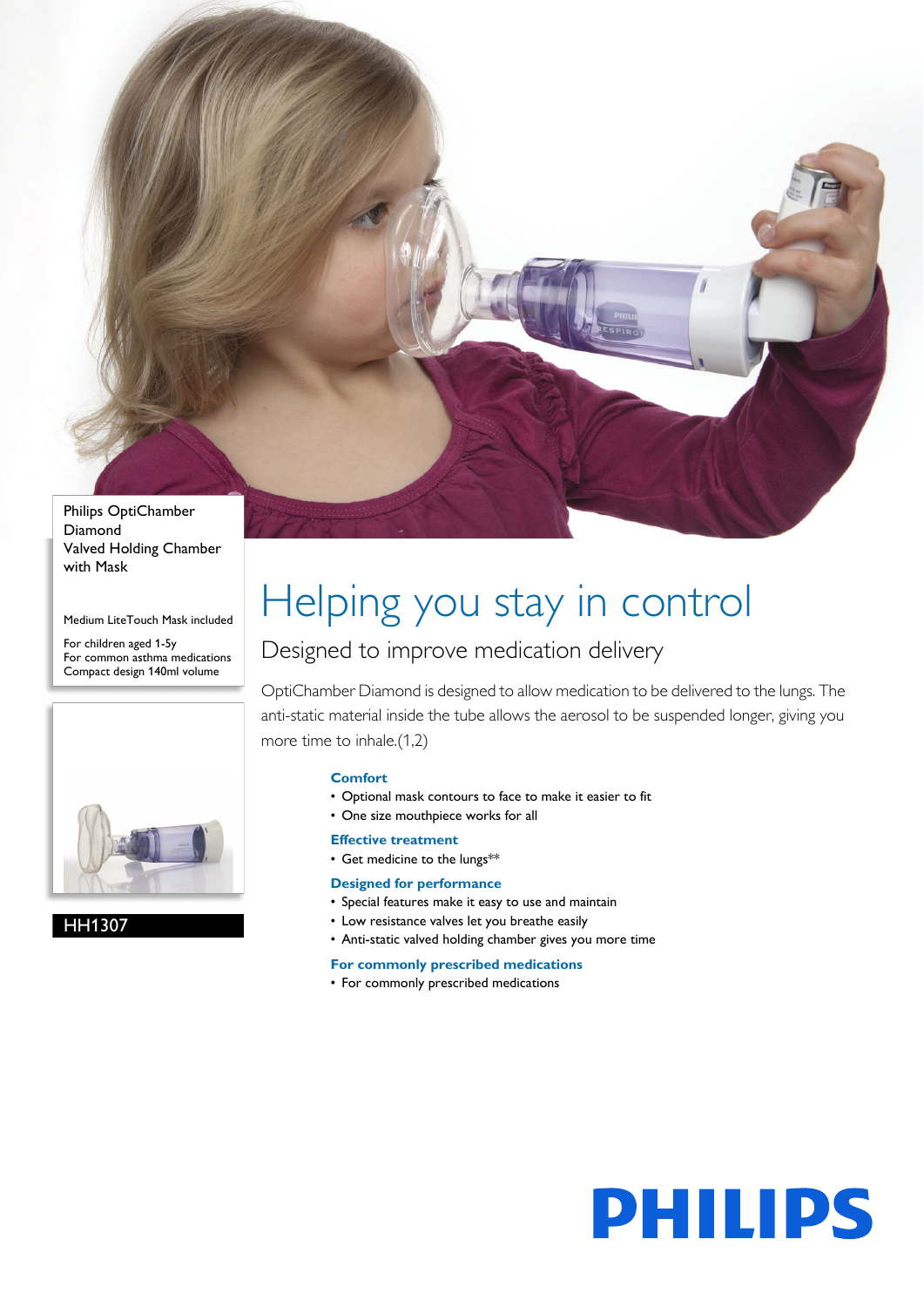Philips OptiChamber Diamond
Valved Holding Chamber with Mask

Medium LiteTouch Mask included

For children aged 1-5y
For common asthma medications
Compact design 140ml volume

HH1307

# Helping you stay in control

## Designed to improve medication delivery

OptiChamber Diamond is designed to allow medication to be delivered to the lungs. The anti-static material inside the tube allows the aerosol to be suspended longer, giving you more time to inhale.(1,2)

### Comfort

- Optional mask contours to face to make it easier to fit
- One size mouthpiece works for all

### Effective treatment

- Get medicine to the lungs**

### Designed for performance

- Special features make it easy to use and maintain
- Low resistance valves let you breathe easily
- Anti-static valved holding chamber gives you more time

### For commonly prescribed medications

- For commonly prescribed medications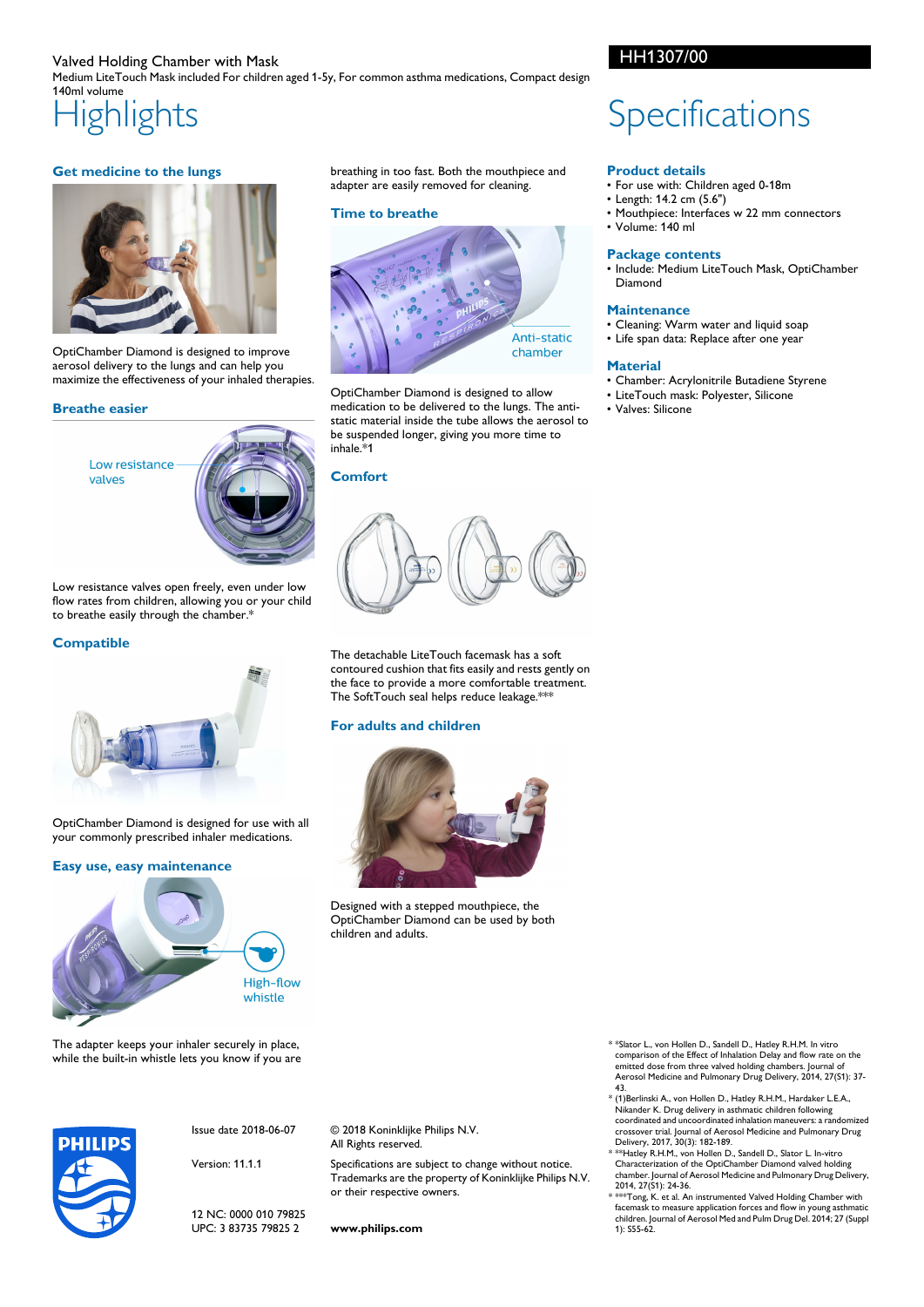Valved Holding Chamber with Mask

Medium LiteTouch Mask included For children aged 1-5y, For common asthma medications, Compact design 140ml volume

HH1307/00

# Highlights

### Get medicine to the lungs

OptiChamber Diamond is designed to improve aerosol delivery to the lungs and can help you maximize the effectiveness of your inhaled therapies.

### Breathe easier

Low resistance valves

Low resistance valves open freely, even under low flow rates from children, allowing you or your child to breathe easily through the chamber.*

### Compatible

OptiChamber Diamond is designed for use with all your commonly prescribed inhaler medications.

### Easy use, easy maintenance

High-flow whistle

The adapter keeps your inhaler securely in place, while the built-in whistle lets you know if you are breathing in too fast. Both the mouthpiece and adapter are easily removed for cleaning.

### Time to breathe

Anti-static chamber

OptiChamber Diamond is designed to allow medication to be delivered to the lungs. The anti-static material inside the tube allows the aerosol to be suspended longer, giving you more time to inhale.*1

### Comfort

The detachable LiteTouch facemask has a soft contoured cushion that fits easily and rests gently on the face to provide a more comfortable treatment. The SoftTouch seal helps reduce leakage.***

### For adults and children

Designed with a stepped mouthpiece, the OptiChamber Diamond can be used by both children and adults.

# Specifications

### Product details

- For use with: Children aged 0-18m
- Length: 14.2 cm (5.6")
- Mouthpiece: Interfaces w 22 mm connectors
- Volume: 140 ml

### Package contents

- Include: Medium LiteTouch Mask, OptiChamber Diamond

### Maintenance

- Cleaning: Warm water and liquid soap
- Life span data: Replace after one year

### Material

- Chamber: Acrylonitrile Butadiene Styrene
- LiteTouch mask: Polyester, Silicone
- Valves: Silicone

- * *Slator L., von Hollen D., Sandell D., Hatley R.H.M. In vitro comparison of the Effect of Inhalation Delay and flow rate on the emitted dose from three valved holding chambers. Journal of Aerosol Medicine and Pulmonary Drug Delivery, 2014, 27(S1): 37-43.
- * (1)Berlinski A., von Hollen D., Hatley R.H.M., Hardaker L.E.A., Nikander K. Drug delivery in asthmatic children following coordinated and uncoordinated inhalation maneuvers: a randomized crossover trial. Journal of Aerosol Medicine and Pulmonary Drug Delivery, 2017, 30(3): 182-189.
- * **Hatley R.H.M., von Hollen D., Sandell D., Slator L. In-vitro Characterization of the OptiChamber Diamond valved holding chamber. Journal of Aerosol Medicine and Pulmonary Drug Delivery, 2014, 27(S1): 24-36.
- * ***Tong, K. et al. An instrumented Valved Holding Chamber with facemask to measure application forces and flow in young asthmatic children. Journal of Aerosol Med and Pulm Drug Del. 2014; 27 (Suppl 1): S55-62.

Issue date 2018-06-07

Version: 11.1.1

12 NC: 0000 010 79825
UPC: 3 83735 79825 2

© 2018 Koninklijke Philips N.V.
All Rights reserved.

Specifications are subject to change without notice. Trademarks are the property of Koninklijke Philips N.V. or their respective owners.

**www.philips.com**